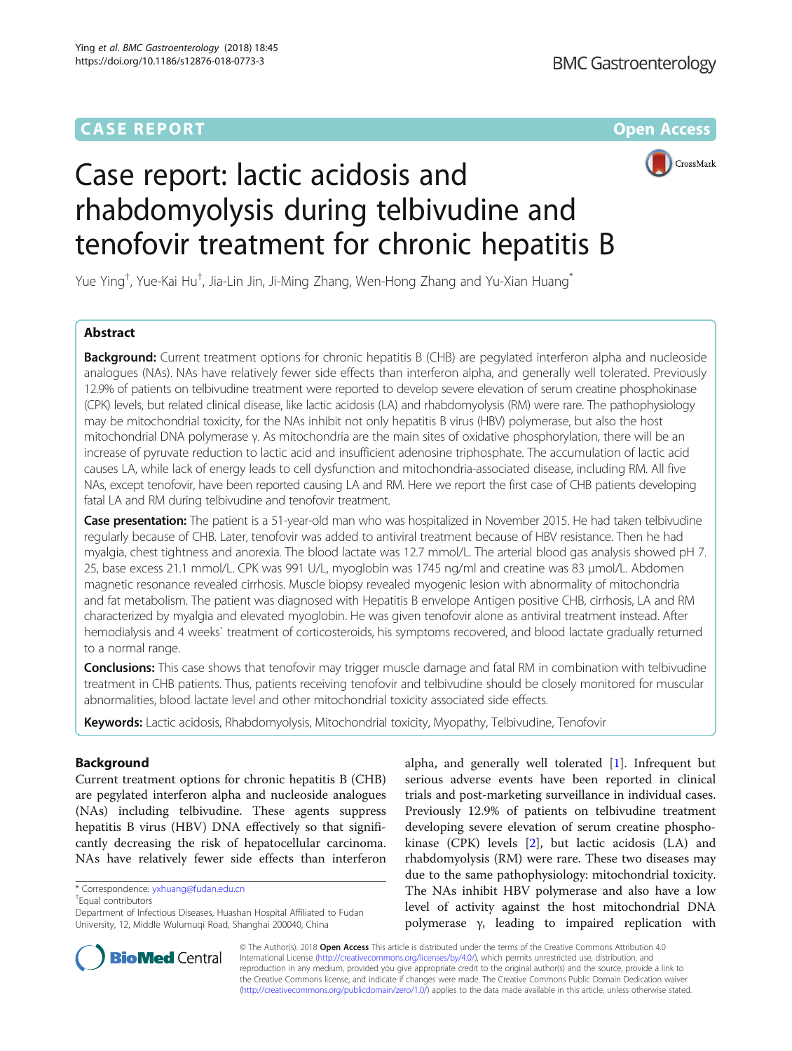CASE REPORT Open Access

# Case report: lactic acidosis and rhabdomyolysis during telbivudine and tenofovir treatment for chronic hepatitis B

Yue Ying[†], Yue-Kai Hu[†], Jia-Lin Jin, Ji-Ming Zhang, Wen-Hong Zhang and Yu-Xian Huang[*]

## Abstract

**Background:** Current treatment options for chronic hepatitis B (CHB) are pegylated interferon alpha and nucleoside analogues (NAs). NAs have relatively fewer side effects than interferon alpha, and generally well tolerated. Previously 12.9% of patients on telbivudine treatment were reported to develop severe elevation of serum creatine phosphokinase (CPK) levels, but related clinical disease, like lactic acidosis (LA) and rhabdomyolysis (RM) were rare. The pathophysiology may be mitochondrial toxicity, for the NAs inhibit not only hepatitis B virus (HBV) polymerase, but also the host mitochondrial DNA polymerase γ. As mitochondria are the main sites of oxidative phosphorylation, there will be an increase of pyruvate reduction to lactic acid and insufficient adenosine triphosphate. The accumulation of lactic acid causes LA, while lack of energy leads to cell dysfunction and mitochondria-associated disease, including RM. All five NAs, except tenofovir, have been reported causing LA and RM. Here we report the first case of CHB patients developing fatal LA and RM during telbivudine and tenofovir treatment.

**Case presentation:** The patient is a 51-year-old man who was hospitalized in November 2015. He had taken telbivudine regularly because of CHB. Later, tenofovir was added to antiviral treatment because of HBV resistance. Then he had myalgia, chest tightness and anorexia. The blood lactate was 12.7 mmol/L. The arterial blood gas analysis showed pH 7. 25, base excess 21.1 mmol/L. CPK was 991 U/L, myoglobin was 1745 ng/ml and creatine was 83 μmol/L. Abdomen magnetic resonance revealed cirrhosis. Muscle biopsy revealed myogenic lesion with abnormality of mitochondria and fat metabolism. The patient was diagnosed with Hepatitis B envelope Antigen positive CHB, cirrhosis, LA and RM characterized by myalgia and elevated myoglobin. He was given tenofovir alone as antiviral treatment instead. After hemodialysis and 4 weeks` treatment of corticosteroids, his symptoms recovered, and blood lactate gradually returned to a normal range.

**Conclusions:** This case shows that tenofovir may trigger muscle damage and fatal RM in combination with telbivudine treatment in CHB patients. Thus, patients receiving tenofovir and telbivudine should be closely monitored for muscular abnormalities, blood lactate level and other mitochondrial toxicity associated side effects.

**Keywords:** Lactic acidosis, Rhabdomyolysis, Mitochondrial toxicity, Myopathy, Telbivudine, Tenofovir

## Background

Current treatment options for chronic hepatitis B (CHB) are pegylated interferon alpha and nucleoside analogues (NAs) including telbivudine. These agents suppress hepatitis B virus (HBV) DNA effectively so that significantly decreasing the risk of hepatocellular carcinoma. NAs have relatively fewer side effects than interferon alpha, and generally well tolerated [1]. Infrequent but serious adverse events have been reported in clinical trials and post-marketing surveillance in individual cases. Previously 12.9% of patients on telbivudine treatment developing severe elevation of serum creatine phosphokinase (CPK) levels [2], but lactic acidosis (LA) and rhabdomyolysis (RM) were rare. These two diseases may due to the same pathophysiology: mitochondrial toxicity. The NAs inhibit HBV polymerase and also have a low level of activity against the host mitochondrial DNA polymerase γ, leading to impaired replication with

* Correspondence: yxhuang@fudan.edu.cn
[†]Equal contributors
Department of Infectious Diseases, Huashan Hospital Affiliated to Fudan University, 12, Middle Wulumuqi Road, Shanghai 200040, China

© The Author(s). 2018 **Open Access** This article is distributed under the terms of the Creative Commons Attribution 4.0 International License (http://creativecommons.org/licenses/by/4.0/), which permits unrestricted use, distribution, and reproduction in any medium, provided you give appropriate credit to the original author(s) and the source, provide a link to the Creative Commons license, and indicate if changes were made. The Creative Commons Public Domain Dedication waiver (http://creativecommons.org/publicdomain/zero/1.0/) applies to the data made available in this article, unless otherwise stated.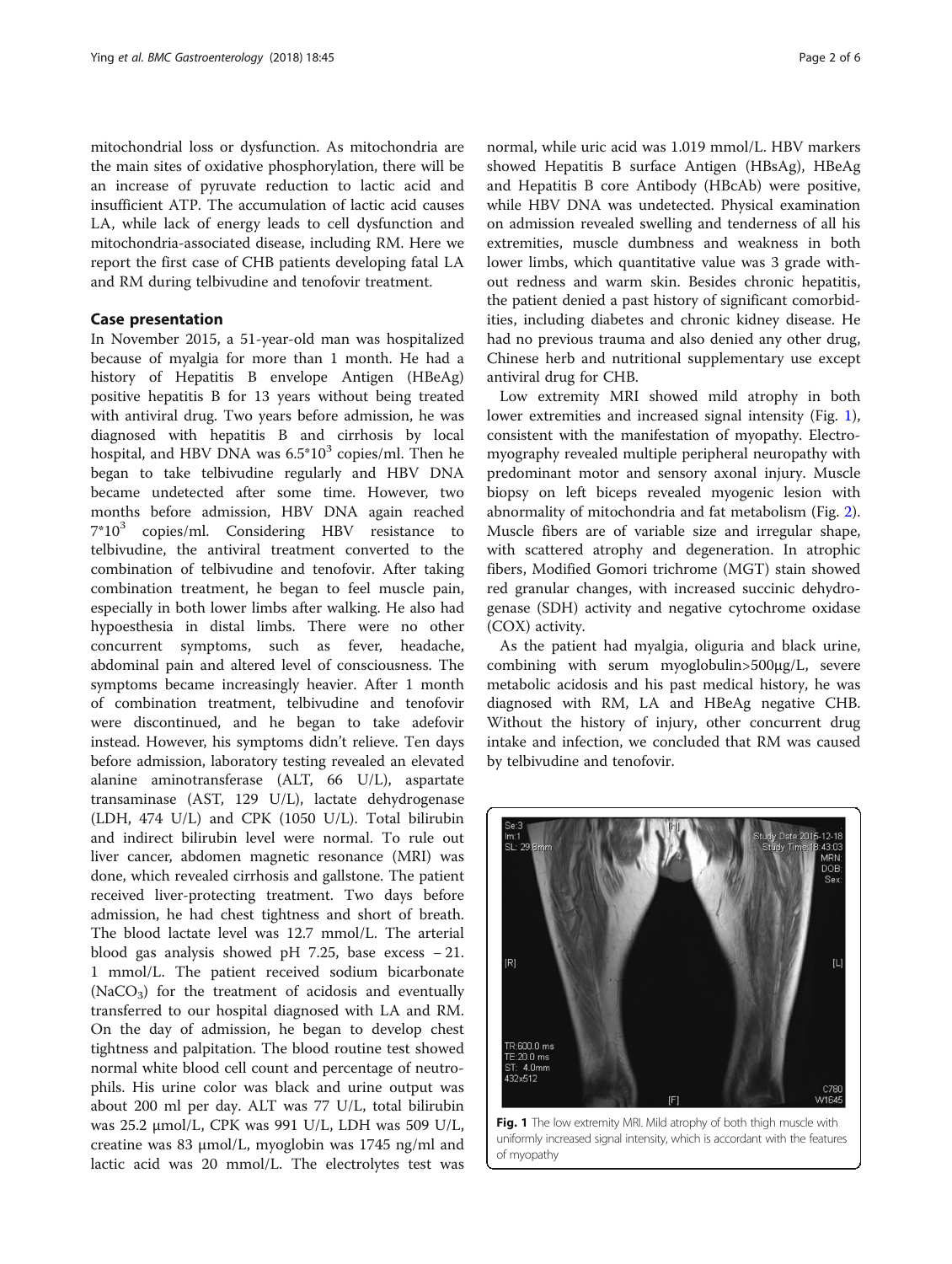mitochondrial loss or dysfunction. As mitochondria are the main sites of oxidative phosphorylation, there will be an increase of pyruvate reduction to lactic acid and insufficient ATP. The accumulation of lactic acid causes LA, while lack of energy leads to cell dysfunction and mitochondria-associated disease, including RM. Here we report the first case of CHB patients developing fatal LA and RM during telbivudine and tenofovir treatment.

## Case presentation

In November 2015, a 51-year-old man was hospitalized because of myalgia for more than 1 month. He had a history of Hepatitis B envelope Antigen (HBeAg) positive hepatitis B for 13 years without being treated with antiviral drug. Two years before admission, he was diagnosed with hepatitis B and cirrhosis by local hospital, and HBV DNA was $6.5*10^3$ copies/ml. Then he began to take telbivudine regularly and HBV DNA became undetected after some time. However, two months before admission, HBV DNA again reached $7*10^3$ copies/ml. Considering HBV resistance to telbivudine, the antiviral treatment converted to the combination of telbivudine and tenofovir. After taking combination treatment, he began to feel muscle pain, especially in both lower limbs after walking. He also had hypoesthesia in distal limbs. There were no other concurrent symptoms, such as fever, headache, abdominal pain and altered level of consciousness. The symptoms became increasingly heavier. After 1 month of combination treatment, telbivudine and tenofovir were discontinued, and he began to take adefovir instead. However, his symptoms didn't relieve. Ten days before admission, laboratory testing revealed an elevated alanine aminotransferase (ALT, 66 U/L), aspartate transaminase (AST, 129 U/L), lactate dehydrogenase (LDH, 474 U/L) and CPK (1050 U/L). Total bilirubin and indirect bilirubin level were normal. To rule out liver cancer, abdomen magnetic resonance (MRI) was done, which revealed cirrhosis and gallstone. The patient received liver-protecting treatment. Two days before admission, he had chest tightness and short of breath. The blood lactate level was 12.7 mmol/L. The arterial blood gas analysis showed pH 7.25, base excess − 21. 1 mmol/L. The patient received sodium bicarbonate ($NaCO_3$) for the treatment of acidosis and eventually transferred to our hospital diagnosed with LA and RM. On the day of admission, he began to develop chest tightness and palpitation. The blood routine test showed normal white blood cell count and percentage of neutrophils. His urine color was black and urine output was about 200 ml per day. ALT was 77 U/L, total bilirubin was 25.2 μmol/L, CPK was 991 U/L, LDH was 509 U/L, creatine was 83 μmol/L, myoglobin was 1745 ng/ml and lactic acid was 20 mmol/L. The electrolytes test was normal, while uric acid was 1.019 mmol/L. HBV markers showed Hepatitis B surface Antigen (HBsAg), HBeAg and Hepatitis B core Antibody (HBcAb) were positive, while HBV DNA was undetected. Physical examination on admission revealed swelling and tenderness of all his extremities, muscle dumbness and weakness in both lower limbs, which quantitative value was 3 grade without redness and warm skin. Besides chronic hepatitis, the patient denied a past history of significant comorbidities, including diabetes and chronic kidney disease. He had no previous trauma and also denied any other drug, Chinese herb and nutritional supplementary use except antiviral drug for CHB.

Low extremity MRI showed mild atrophy in both lower extremities and increased signal intensity (Fig. 1), consistent with the manifestation of myopathy. Electromyography revealed multiple peripheral neuropathy with predominant motor and sensory axonal injury. Muscle biopsy on left biceps revealed myogenic lesion with abnormality of mitochondria and fat metabolism (Fig. 2). Muscle fibers are of variable size and irregular shape, with scattered atrophy and degeneration. In atrophic fibers, Modified Gomori trichrome (MGT) stain showed red granular changes, with increased succinic dehydrogenase (SDH) activity and negative cytochrome oxidase (COX) activity.

As the patient had myalgia, oliguria and black urine, combining with serum myoglobulin>500μg/L, severe metabolic acidosis and his past medical history, he was diagnosed with RM, LA and HBeAg negative CHB. Without the history of injury, other concurrent drug intake and infection, we concluded that RM was caused by telbivudine and tenofovir.

**Fig. 1** The low extremity MRI. Mild atrophy of both thigh muscle with uniformly increased signal intensity, which is accordant with the features of myopathy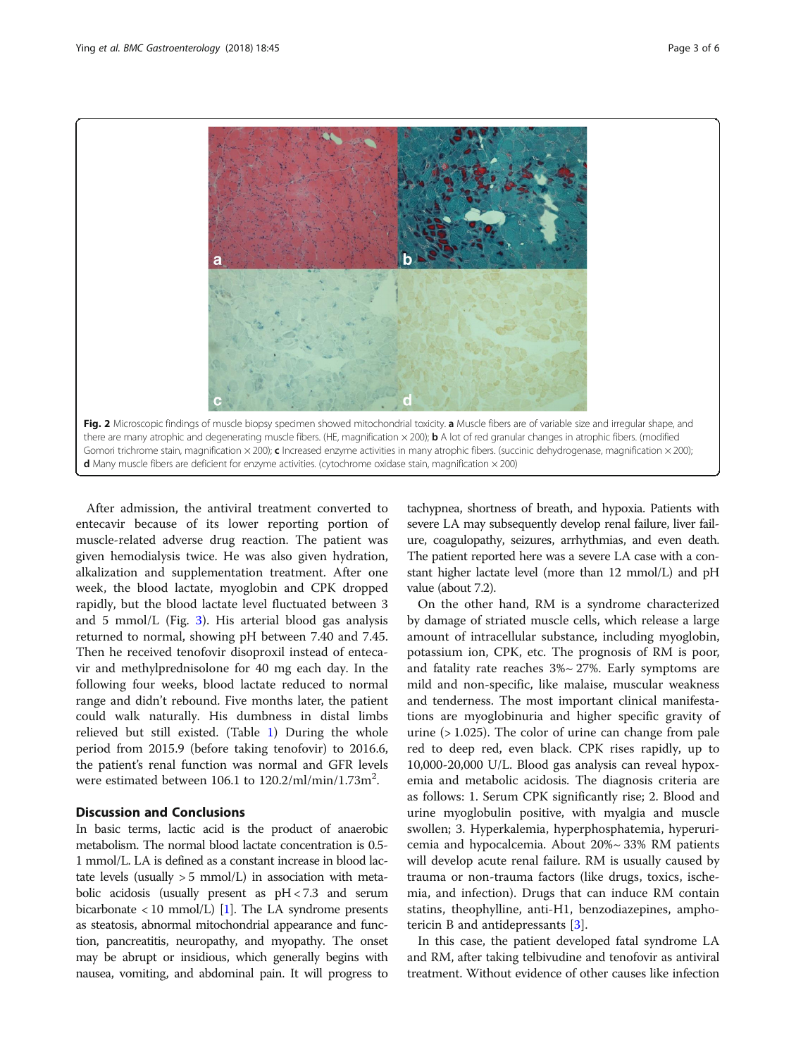Fig. 2 Microscopic findings of muscle biopsy specimen showed mitochondrial toxicity. **a** Muscle fibers are of variable size and irregular shape, and there are many atrophic and degenerating muscle fibers. (HE, magnification × 200); **b** A lot of red granular changes in atrophic fibers. (modified Gomori trichrome stain, magnification × 200); **c** Increased enzyme activities in many atrophic fibers. (succinic dehydrogenase, magnification × 200); **d** Many muscle fibers are deficient for enzyme activities. (cytochrome oxidase stain, magnification × 200)

After admission, the antiviral treatment converted to entecavir because of its lower reporting portion of muscle-related adverse drug reaction. The patient was given hemodialysis twice. He was also given hydration, alkalization and supplementation treatment. After one week, the blood lactate, myoglobin and CPK dropped rapidly, but the blood lactate level fluctuated between 3 and 5 mmol/L (Fig. 3). His arterial blood gas analysis returned to normal, showing pH between 7.40 and 7.45. Then he received tenofovir disoproxil instead of entecavir and methylprednisolone for 40 mg each day. In the following four weeks, blood lactate reduced to normal range and didn't rebound. Five months later, the patient could walk naturally. His dumbness in distal limbs relieved but still existed. (Table 1) During the whole period from 2015.9 (before taking tenofovir) to 2016.6, the patient's renal function was normal and GFR levels were estimated between 106.1 to 120.2/ml/min/1.73m$^2$.

## Discussion and Conclusions

In basic terms, lactic acid is the product of anaerobic metabolism. The normal blood lactate concentration is 0.5-1 mmol/L. LA is defined as a constant increase in blood lactate levels (usually > 5 mmol/L) in association with metabolic acidosis (usually present as pH < 7.3 and serum bicarbonate < 10 mmol/L) [1]. The LA syndrome presents as steatosis, abnormal mitochondrial appearance and function, pancreatitis, neuropathy, and myopathy. The onset may be abrupt or insidious, which generally begins with nausea, vomiting, and abdominal pain. It will progress to tachypnea, shortness of breath, and hypoxia. Patients with severe LA may subsequently develop renal failure, liver failure, coagulopathy, seizures, arrhythmias, and even death. The patient reported here was a severe LA case with a constant higher lactate level (more than 12 mmol/L) and pH value (about 7.2).

On the other hand, RM is a syndrome characterized by damage of striated muscle cells, which release a large amount of intracellular substance, including myoglobin, potassium ion, CPK, etc. The prognosis of RM is poor, and fatality rate reaches 3%~ 27%. Early symptoms are mild and non-specific, like malaise, muscular weakness and tenderness. The most important clinical manifestations are myoglobinuria and higher specific gravity of urine (> 1.025). The color of urine can change from pale red to deep red, even black. CPK rises rapidly, up to 10,000-20,000 U/L. Blood gas analysis can reveal hypoxemia and metabolic acidosis. The diagnosis criteria are as follows: 1. Serum CPK significantly rise; 2. Blood and urine myoglobulin positive, with myalgia and muscle swollen; 3. Hyperkalemia, hyperphosphatemia, hyperuricemia and hypocalcemia. About 20%~ 33% RM patients will develop acute renal failure. RM is usually caused by trauma or non-trauma factors (like drugs, toxics, ischemia, and infection). Drugs that can induce RM contain statins, theophylline, anti-H1, benzodiazepines, amphotericin B and antidepressants [3].

In this case, the patient developed fatal syndrome LA and RM, after taking telbivudine and tenofovir as antiviral treatment. Without evidence of other causes like infection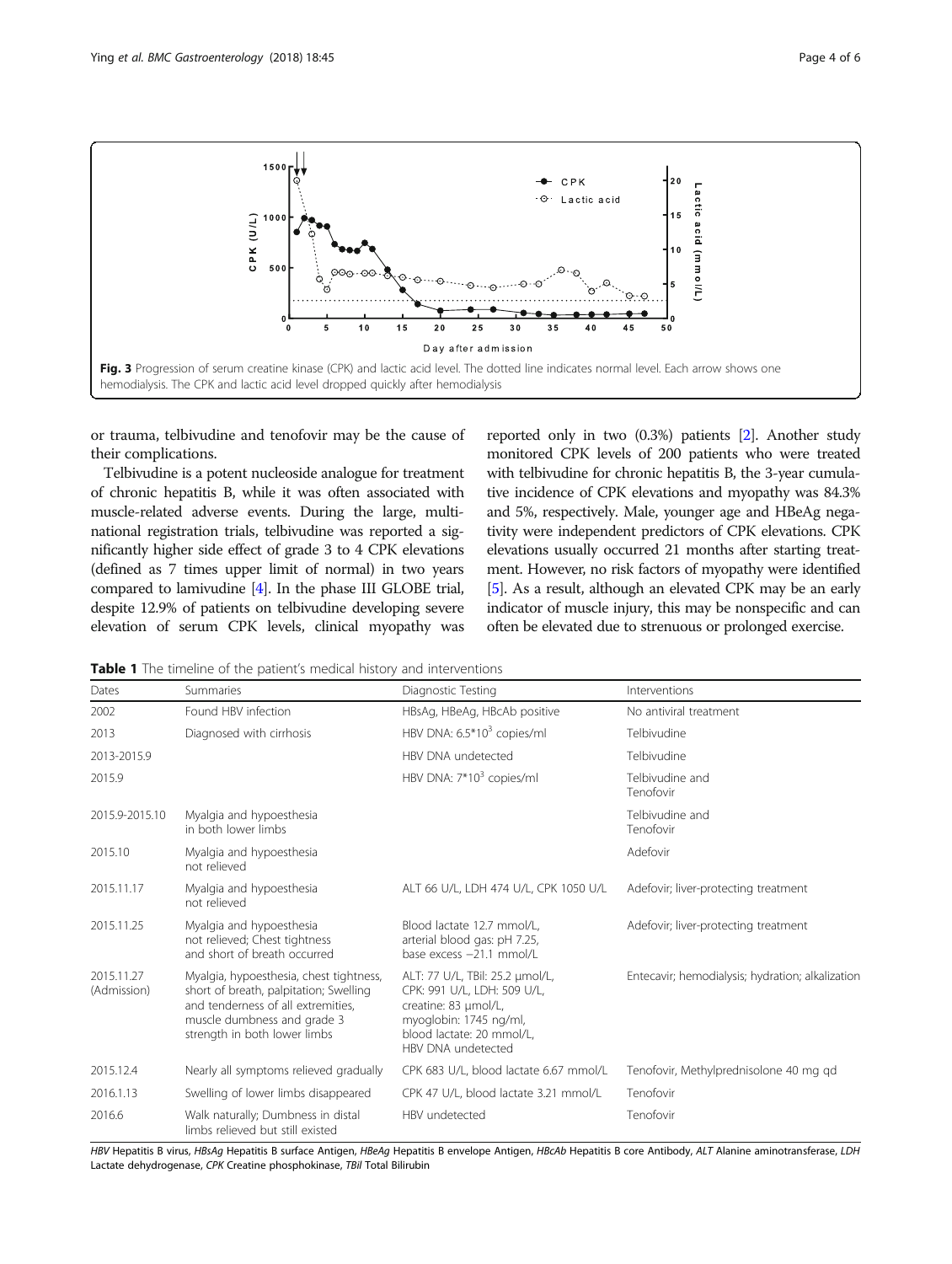Fig. 3 Progression of serum creatine kinase (CPK) and lactic acid level. The dotted line indicates normal level. Each arrow shows one hemodialysis. The CPK and lactic acid level dropped quickly after hemodialysis

or trauma, telbivudine and tenofovir may be the cause of their complications.

Telbivudine is a potent nucleoside analogue for treatment of chronic hepatitis B, while it was often associated with muscle-related adverse events. During the large, multinational registration trials, telbivudine was reported a significantly higher side effect of grade 3 to 4 CPK elevations (defined as 7 times upper limit of normal) in two years compared to lamivudine [4]. In the phase III GLOBE trial, despite 12.9% of patients on telbivudine developing severe elevation of serum CPK levels, clinical myopathy was reported only in two (0.3%) patients [2]. Another study monitored CPK levels of 200 patients who were treated with telbivudine for chronic hepatitis B, the 3-year cumulative incidence of CPK elevations and myopathy was 84.3% and 5%, respectively. Male, younger age and HBeAg negativity were independent predictors of CPK elevations. CPK elevations usually occurred 21 months after starting treatment. However, no risk factors of myopathy were identified [5]. As a result, although an elevated CPK may be an early indicator of muscle injury, this may be nonspecific and can often be elevated due to strenuous or prolonged exercise.

**Table 1** The timeline of the patient's medical history and interventions

| Dates | Summaries | Diagnostic Testing | Interventions |
|---|---|---|---|
| 2002 | Found HBV infection | HBsAg, HBeAg, HBcAb positive | No antiviral treatment |
| 2013 | Diagnosed with cirrhosis | HBV DNA: $6.5*10^3$ copies/ml | Telbivudine |
| 2013-2015.9 | | HBV DNA undetected | Telbivudine |
| 2015.9 | | HBV DNA: $7*10^3$ copies/ml | Telbivudine and Tenofovir |
| 2015.9-2015.10 | Myalgia and hypoesthesia in both lower limbs | | Telbivudine and Tenofovir |
| 2015.10 | Myalgia and hypoesthesia not relieved | | Adefovir |
| 2015.11.17 | Myalgia and hypoesthesia not relieved | ALT 66 U/L, LDH 474 U/L, CPK 1050 U/L | Adefovir; liver-protecting treatment |
| 2015.11.25 | Myalgia and hypoesthesia not relieved; Chest tightness and short of breath occurred | Blood lactate 12.7 mmol/L, arterial blood gas: pH 7.25, base excess −21.1 mmol/L | Adefovir; liver-protecting treatment |
| 2015.11.27 (Admission) | Myalgia, hypoesthesia, chest tightness, short of breath, palpitation; Swelling and tenderness of all extremities, muscle dumbness and grade 3 strength in both lower limbs | ALT: 77 U/L, TBil: 25.2 μmol/L, CPK: 991 U/L, LDH: 509 U/L, creatine: 83 μmol/L, myoglobin: 1745 ng/ml, blood lactate: 20 mmol/L, HBV DNA undetected | Entecavir; hemodialysis; hydration; alkalization |
| 2015.12.4 | Nearly all symptoms relieved gradually | CPK 683 U/L, blood lactate 6.67 mmol/L | Tenofovir, Methylprednisolone 40 mg qd |
| 2016.1.13 | Swelling of lower limbs disappeared | CPK 47 U/L, blood lactate 3.21 mmol/L | Tenofovir |
| 2016.6 | Walk naturally; Dumbness in distal limbs relieved but still existed | HBV undetected | Tenofovir |

*HBV* Hepatitis B virus, *HBsAg* Hepatitis B surface Antigen, *HBeAg* Hepatitis B envelope Antigen, *HBcAb* Hepatitis B core Antibody, *ALT* Alanine aminotransferase, *LDH* Lactate dehydrogenase, *CPK* Creatine phosphokinase, *TBil* Total Bilirubin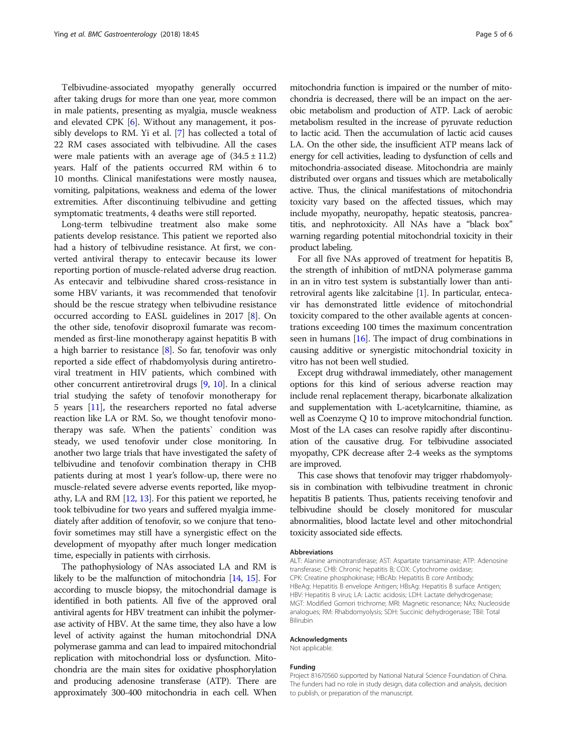Telbivudine-associated myopathy generally occurred after taking drugs for more than one year, more common in male patients, presenting as myalgia, muscle weakness and elevated CPK [6]. Without any management, it possibly develops to RM. Yi et al. [7] has collected a total of 22 RM cases associated with telbivudine. All the cases were male patients with an average age of $(34.5 \pm 11.2)$ years. Half of the patients occurred RM within 6 to 10 months. Clinical manifestations were mostly nausea, vomiting, palpitations, weakness and edema of the lower extremities. After discontinuing telbivudine and getting symptomatic treatments, 4 deaths were still reported.

Long-term telbivudine treatment also make some patients develop resistance. This patient we reported also had a history of telbivudine resistance. At first, we converted antiviral therapy to entecavir because its lower reporting portion of muscle-related adverse drug reaction. As entecavir and telbivudine shared cross-resistance in some HBV variants, it was recommended that tenofovir should be the rescue strategy when telbivudine resistance occurred according to EASL guidelines in 2017 [8]. On the other side, tenofovir disoproxil fumarate was recommended as first-line monotherapy against hepatitis B with a high barrier to resistance [8]. So far, tenofovir was only reported a side effect of rhabdomyolysis during antiretroviral treatment in HIV patients, which combined with other concurrent antiretroviral drugs [9, 10]. In a clinical trial studying the safety of tenofovir monotherapy for 5 years [11], the researchers reported no fatal adverse reaction like LA or RM. So, we thought tenofovir monotherapy was safe. When the patients` condition was steady, we used tenofovir under close monitoring. In another two large trials that have investigated the safety of telbivudine and tenofovir combination therapy in CHB patients during at most 1 year's follow-up, there were no muscle-related severe adverse events reported, like myopathy, LA and RM [12, 13]. For this patient we reported, he took telbivudine for two years and suffered myalgia immediately after addition of tenofovir, so we conjure that tenofovir sometimes may still have a synergistic effect on the development of myopathy after much longer medication time, especially in patients with cirrhosis.

The pathophysiology of NAs associated LA and RM is likely to be the malfunction of mitochondria [14, 15]. For according to muscle biopsy, the mitochondrial damage is identified in both patients. All five of the approved oral antiviral agents for HBV treatment can inhibit the polymerase activity of HBV. At the same time, they also have a low level of activity against the human mitochondrial DNA polymerase gamma and can lead to impaired mitochondrial replication with mitochondrial loss or dysfunction. Mitochondria are the main sites for oxidative phosphorylation and producing adenosine transferase (ATP). There are approximately 300-400 mitochondria in each cell. When mitochondria function is impaired or the number of mitochondria is decreased, there will be an impact on the aerobic metabolism and production of ATP. Lack of aerobic metabolism resulted in the increase of pyruvate reduction to lactic acid. Then the accumulation of lactic acid causes LA. On the other side, the insufficient ATP means lack of energy for cell activities, leading to dysfunction of cells and mitochondria-associated disease. Mitochondria are mainly distributed over organs and tissues which are metabolically active. Thus, the clinical manifestations of mitochondria toxicity vary based on the affected tissues, which may include myopathy, neuropathy, hepatic steatosis, pancreatitis, and nephrotoxicity. All NAs have a "black box" warning regarding potential mitochondrial toxicity in their product labeling.

For all five NAs approved of treatment for hepatitis B, the strength of inhibition of mtDNA polymerase gamma in an in vitro test system is substantially lower than antiretroviral agents like zalcitabine [1]. In particular, entecavir has demonstrated little evidence of mitochondrial toxicity compared to the other available agents at concentrations exceeding 100 times the maximum concentration seen in humans [16]. The impact of drug combinations in causing additive or synergistic mitochondrial toxicity in vitro has not been well studied.

Except drug withdrawal immediately, other management options for this kind of serious adverse reaction may include renal replacement therapy, bicarbonate alkalization and supplementation with L-acetylcarnitine, thiamine, as well as Coenzyme Q 10 to improve mitochondrial function. Most of the LA cases can resolve rapidly after discontinuation of the causative drug. For telbivudine associated myopathy, CPK decrease after 2-4 weeks as the symptoms are improved.

This case shows that tenofovir may trigger rhabdomyolysis in combination with telbivudine treatment in chronic hepatitis B patients. Thus, patients receiving tenofovir and telbivudine should be closely monitored for muscular abnormalities, blood lactate level and other mitochondrial toxicity associated side effects.

## Abbreviations

ALT: Alanine aminotransferase; AST: Aspartate transaminase; ATP: Adenosine transferase; CHB: Chronic hepatitis B; COX: Cytochrome oxidase; CPK: Creatine phosphokinase; HBcAb: Hepatitis B core Antibody; HBeAg: Hepatitis B envelope Antigen; HBsAg: Hepatitis B surface Antigen; HBV: Hepatitis B virus; LA: Lactic acidosis; LDH: Lactate dehydrogenase; MGT: Modified Gomori trichrome; MRI: Magnetic resonance; NAs: Nucleoside analogues; RM: Rhabdomyolysis; SDH: Succinic dehydrogenase; TBil: Total Bilirubin

## Acknowledgments

Not applicable.

## Funding

Project 81670560 supported by National Natural Science Foundation of China. The funders had no role in study design, data collection and analysis, decision to publish, or preparation of the manuscript.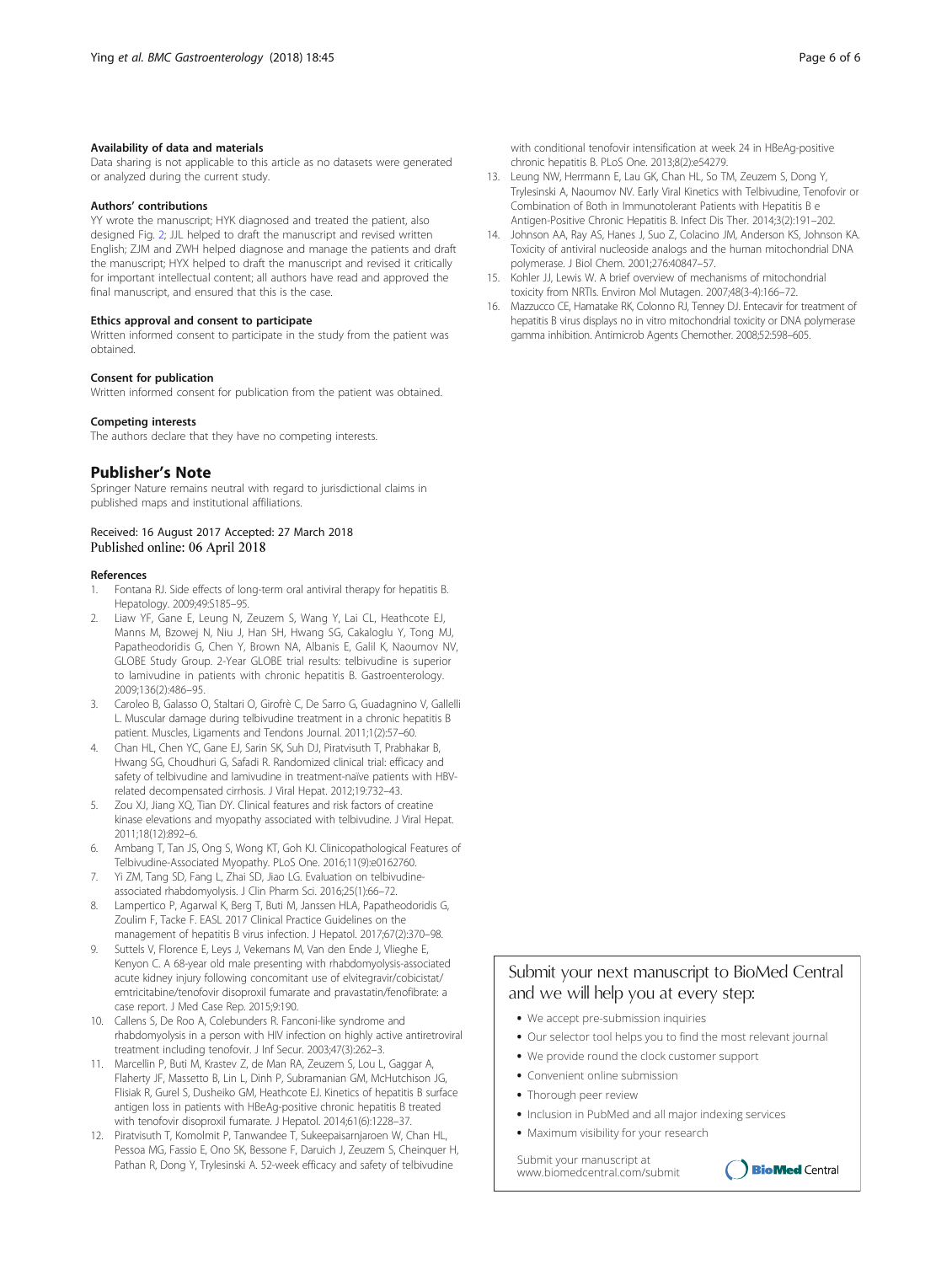#### Availability of data and materials

Data sharing is not applicable to this article as no datasets were generated or analyzed during the current study.

#### Authors' contributions

YY wrote the manuscript; HYK diagnosed and treated the patient, also designed Fig. 2; JJL helped to draft the manuscript and revised written English; ZJM and ZWH helped diagnose and manage the patients and draft the manuscript; HYX helped to draft the manuscript and revised it critically for important intellectual content; all authors have read and approved the final manuscript, and ensured that this is the case.

#### Ethics approval and consent to participate

Written informed consent to participate in the study from the patient was obtained.

#### Consent for publication

Written informed consent for publication from the patient was obtained.

#### Competing interests

The authors declare that they have no competing interests.

## Publisher's Note

Springer Nature remains neutral with regard to jurisdictional claims in published maps and institutional affiliations.

Received: 16 August 2017 Accepted: 27 March 2018
Published online: 06 April 2018

#### References

1. Fontana RJ. Side effects of long-term oral antiviral therapy for hepatitis B. Hepatology. 2009;49:S185–95.
2. Liaw YF, Gane E, Leung N, Zeuzem S, Wang Y, Lai CL, Heathcote EJ, Manns M, Bzowej N, Niu J, Han SH, Hwang SG, Cakaloglu Y, Tong MJ, Papatheodoridis G, Chen Y, Brown NA, Albanis E, Galil K, Naoumov NV, GLOBE Study Group. 2-Year GLOBE trial results: telbivudine is superior to lamivudine in patients with chronic hepatitis B. Gastroenterology. 2009;136(2):486–95.
3. Caroleo B, Galasso O, Staltari O, Girofrè C, De Sarro G, Guadagnino V, Gallelli L. Muscular damage during telbivudine treatment in a chronic hepatitis B patient. Muscles, Ligaments and Tendons Journal. 2011;1(2):57–60.
4. Chan HL, Chen YC, Gane EJ, Sarin SK, Suh DJ, Piratvisuth T, Prabhakar B, Hwang SG, Choudhuri G, Safadi R. Randomized clinical trial: efficacy and safety of telbivudine and lamivudine in treatment-naïve patients with HBV-related decompensated cirrhosis. J Viral Hepat. 2012;19:732–43.
5. Zou XJ, Jiang XQ, Tian DY. Clinical features and risk factors of creatine kinase elevations and myopathy associated with telbivudine. J Viral Hepat. 2011;18(12):892–6.
6. Ambang T, Tan JS, Ong S, Wong KT, Goh KJ. Clinicopathological Features of Telbivudine-Associated Myopathy. PLoS One. 2016;11(9):e0162760.
7. Yi ZM, Tang SD, Fang L, Zhai SD, Jiao LG. Evaluation on telbivudine-associated rhabdomyolysis. J Clin Pharm Sci. 2016;25(1):66–72.
8. Lampertico P, Agarwal K, Berg T, Buti M, Janssen HLA, Papatheodoridis G, Zoulim F, Tacke F. EASL 2017 Clinical Practice Guidelines on the management of hepatitis B virus infection. J Hepatol. 2017;67(2):370–98.
9. Suttels V, Florence E, Leys J, Vekemans M, Van den Ende J, Vlieghe E, Kenyon C. A 68-year old male presenting with rhabdomyolysis-associated acute kidney injury following concomitant use of elvitegravir/cobicistat/emtricitabine/tenofovir disoproxil fumarate and pravastatin/fenofibrate: a case report. J Med Case Rep. 2015;9:190.
10. Callens S, De Roo A, Colebunders R. Fanconi-like syndrome and rhabdomyolysis in a person with HIV infection on highly active antiretroviral treatment including tenofovir. J Inf Secur. 2003;47(3):262–3.
11. Marcellin P, Buti M, Krastev Z, de Man RA, Zeuzem S, Lou L, Gaggar A, Flaherty JF, Massetto B, Lin L, Dinh P, Subramanian GM, McHutchison JG, Flisiak R, Gurel S, Dusheiko GM, Heathcote EJ. Kinetics of hepatitis B surface antigen loss in patients with HBeAg-positive chronic hepatitis B treated with tenofovir disoproxil fumarate. J Hepatol. 2014;61(6):1228–37.
12. Piratvisuth T, Komolmit P, Tanwandee T, Sukeepaisarnjaroen W, Chan HL, Pessoa MG, Fassio E, Ono SK, Bessone F, Daruich J, Zeuzem S, Cheinquer H, Pathan R, Dong Y, Trylesinski A. 52-week efficacy and safety of telbivudine with conditional tenofovir intensification at week 24 in HBeAg-positive chronic hepatitis B. PLoS One. 2013;8(2):e54279.
13. Leung NW, Herrmann E, Lau GK, Chan HL, So TM, Zeuzem S, Dong Y, Trylesinski A, Naoumov NV. Early Viral Kinetics with Telbivudine, Tenofovir or Combination of Both in Immunotolerant Patients with Hepatitis B e Antigen-Positive Chronic Hepatitis B. Infect Dis Ther. 2014;3(2):191–202.
14. Johnson AA, Ray AS, Hanes J, Suo Z, Colacino JM, Anderson KS, Johnson KA. Toxicity of antiviral nucleoside analogs and the human mitochondrial DNA polymerase. J Biol Chem. 2001;276:40847–57.
15. Kohler JJ, Lewis W. A brief overview of mechanisms of mitochondrial toxicity from NRTIs. Environ Mol Mutagen. 2007;48(3-4):166–72.
16. Mazzucco CE, Hamatake RK, Colonno RJ, Tenney DJ. Entecavir for treatment of hepatitis B virus displays no in vitro mitochondrial toxicity or DNA polymerase gamma inhibition. Antimicrob Agents Chemother. 2008;52:598–605.

Submit your next manuscript to BioMed Central and we will help you at every step:

- We accept pre-submission inquiries
- Our selector tool helps you to find the most relevant journal
- We provide round the clock customer support
- Convenient online submission
- Thorough peer review
- Inclusion in PubMed and all major indexing services
- Maximum visibility for your research

Submit your manuscript at
www.biomedcentral.com/submit

BioMed Central